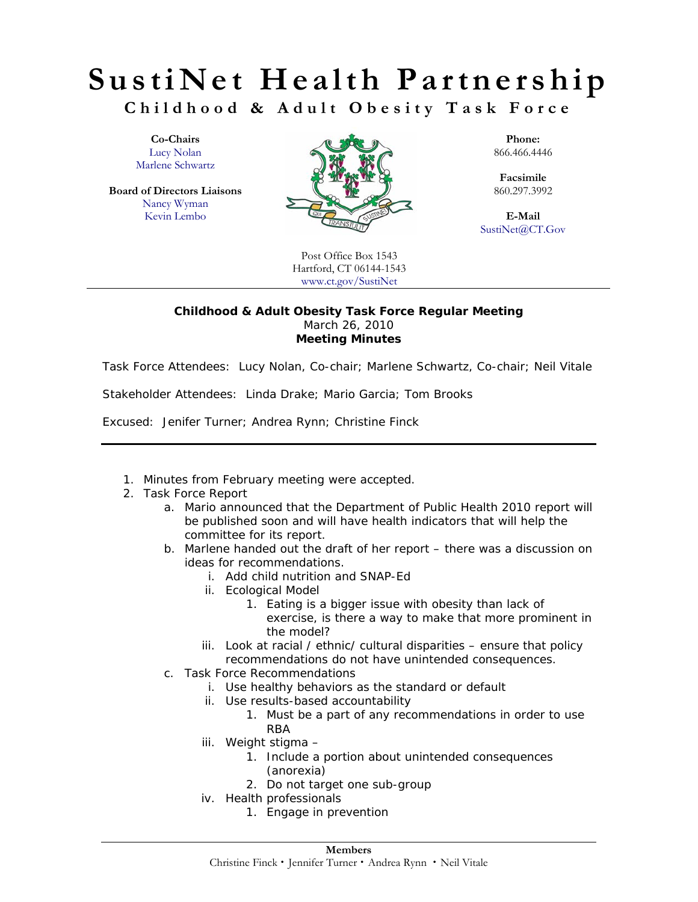# SustiNet Health Partnership

## Childhood & Adult Obesity Task Force

**Co-Chairs**
Lucy Nolan
Marlene Schwartz

**Board of Directors Liaisons**
Nancy Wyman
Kevin Lembo

**Phone:**
866.466.4446

**Facsimile**
860.297.3992

**E-Mail**
SustiNet@CT.Gov

Post Office Box 1543
Hartford, CT 06144-1543
www.ct.gov/SustiNet

---

**Childhood & Adult Obesity Task Force Regular Meeting**
March 26, 2010
**Meeting Minutes**

Task Force Attendees: Lucy Nolan, Co-chair; Marlene Schwartz, Co-chair; Neil Vitale

Stakeholder Attendees: Linda Drake; Mario Garcia; Tom Brooks

Excused: Jenifer Turner; Andrea Rynn; Christine Finck

---

1. Minutes from February meeting were accepted.
2. Task Force Report
   a. Mario announced that the Department of Public Health 2010 report will be published soon and will have health indicators that will help the committee for its report.
   b. Marlene handed out the draft of her report – there was a discussion on ideas for recommendations.
      i. Add child nutrition and SNAP-Ed
      ii. Ecological Model
         1. Eating is a bigger issue with obesity than lack of exercise, is there a way to make that more prominent in the model?
      iii. Look at racial / ethnic/ cultural disparities – ensure that policy recommendations do not have unintended consequences.
   c. Task Force Recommendations
      i. Use healthy behaviors as the standard or default
      ii. Use results-based accountability
         1. Must be a part of any recommendations in order to use RBA
      iii. Weight stigma –
         1. Include a portion about unintended consequences (anorexia)
         2. Do not target one sub-group
      iv. Health professionals
         1. Engage in prevention

---

**Members**
Christine Finck • Jennifer Turner • Andrea Rynn • Neil Vitale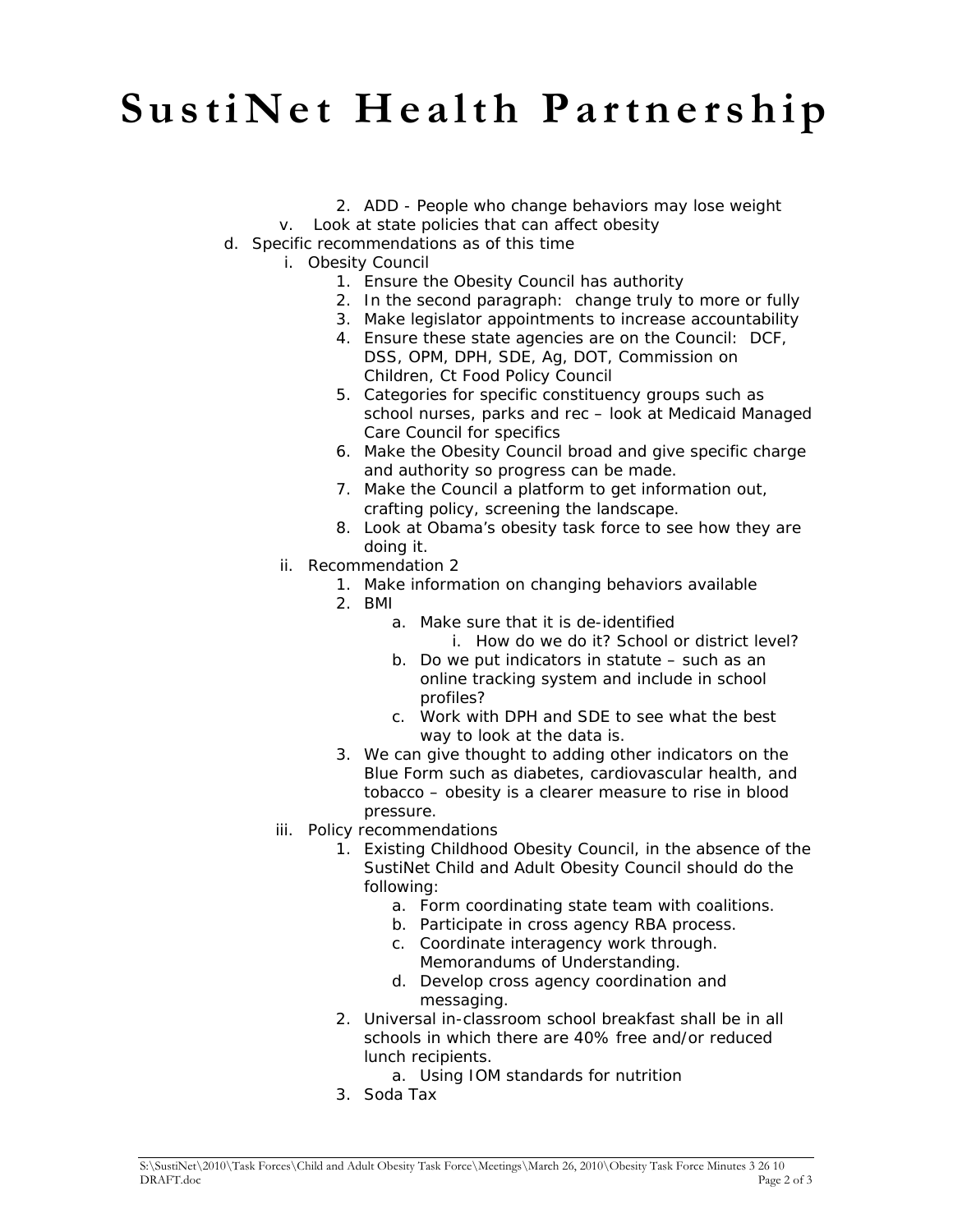# SustiNet Health Partnership

2. ADD - People who change behaviors may lose weight

v. Look at state policies that can affect obesity

d. Specific recommendations as of this time

   i. Obesity Council

      1. Ensure the Obesity Council has authority
      2. In the second paragraph: change truly to more or fully
      3. Make legislator appointments to increase accountability
      4. Ensure these state agencies are on the Council: DCF, DSS, OPM, DPH, SDE, Ag, DOT, Commission on Children, Ct Food Policy Council
      5. Categories for specific constituency groups such as school nurses, parks and rec – look at Medicaid Managed Care Council for specifics
      6. Make the Obesity Council broad and give specific charge and authority so progress can be made.
      7. Make the Council a platform to get information out, crafting policy, screening the landscape.
      8. Look at Obama's obesity task force to see how they are doing it.

   ii. Recommendation 2

      1. Make information on changing behaviors available
      2. BMI
         a. Make sure that it is de-identified
            i. How do we do it? School or district level?
         b. Do we put indicators in statute – such as an online tracking system and include in school profiles?
         c. Work with DPH and SDE to see what the best way to look at the data is.
      3. We can give thought to adding other indicators on the Blue Form such as diabetes, cardiovascular health, and tobacco – obesity is a clearer measure to rise in blood pressure.

   iii. Policy recommendations

      1. Existing Childhood Obesity Council, in the absence of the SustiNet Child and Adult Obesity Council should do the following:
         a. Form coordinating state team with coalitions.
         b. Participate in cross agency RBA process.
         c. Coordinate interagency work through. Memorandums of Understanding.
         d. Develop cross agency coordination and messaging.
      2. Universal in-classroom school breakfast shall be in all schools in which there are 40% free and/or reduced lunch recipients.
         a. Using IOM standards for nutrition
      3. Soda Tax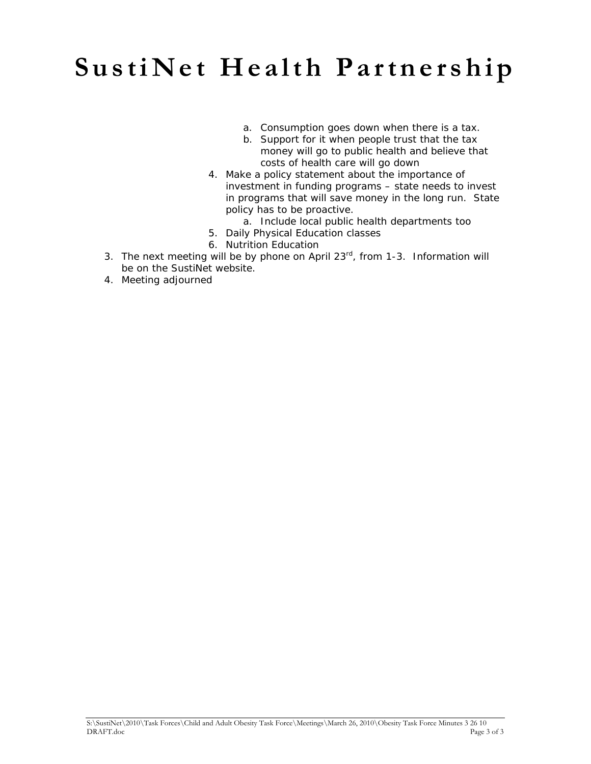# SustiNet Health Partnership

            a. Consumption goes down when there is a tax.
            b. Support for it when people trust that the tax money will go to public health and believe that costs of health care will go down
        4. Make a policy statement about the importance of investment in funding programs – state needs to invest in programs that will save money in the long run. State policy has to be proactive.
            a. Include local public health departments too
        5. Daily Physical Education classes
        6. Nutrition Education
3. The next meeting will be by phone on April 23rd, from 1-3. Information will be on the SustiNet website.
4. Meeting adjourned